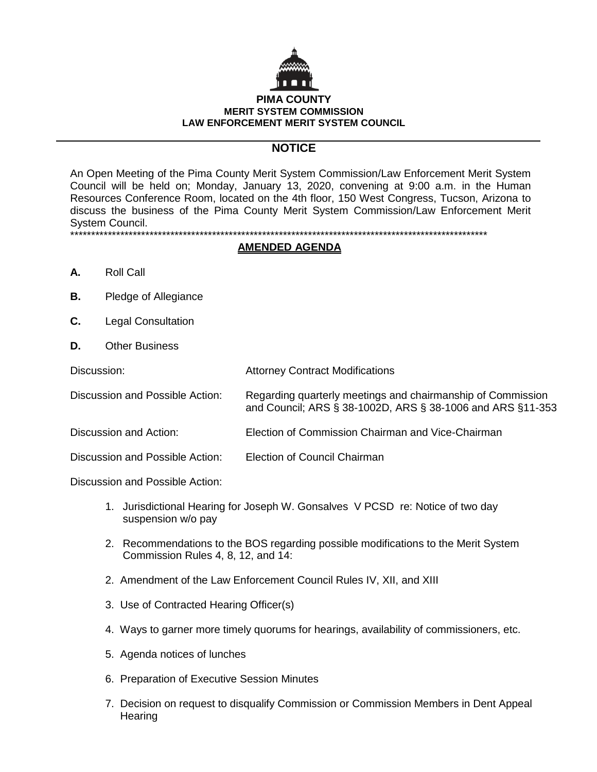**PIMA COUNTY**
**MERIT SYSTEM COMMISSION**
**LAW ENFORCEMENT MERIT SYSTEM COUNCIL**

---

## NOTICE

An Open Meeting of the Pima County Merit System Commission/Law Enforcement Merit System Council will be held on; Monday, January 13, 2020, convening at 9:00 a.m. in the Human Resources Conference Room, located on the 4th floor, 150 West Congress, Tucson, Arizona to discuss the business of the Pima County Merit System Commission/Law Enforcement Merit System Council.

****************************************************************************************************

## AMENDED AGENDA

**A.** Roll Call

**B.** Pledge of Allegiance

**C.** Legal Consultation

**D.** Other Business

Discussion: Attorney Contract Modifications

Discussion and Possible Action: Regarding quarterly meetings and chairmanship of Commission and Council; ARS § 38-1002D, ARS § 38-1006 and ARS §11-353

Discussion and Action: Election of Commission Chairman and Vice-Chairman

Discussion and Possible Action: Election of Council Chairman

Discussion and Possible Action:

1. Jurisdictional Hearing for Joseph W. Gonsalves V PCSD re: Notice of two day suspension w/o pay

2. Recommendations to the BOS regarding possible modifications to the Merit System Commission Rules 4, 8, 12, and 14:

2. Amendment of the Law Enforcement Council Rules IV, XII, and XIII

3. Use of Contracted Hearing Officer(s)

4. Ways to garner more timely quorums for hearings, availability of commissioners, etc.

5. Agenda notices of lunches

6. Preparation of Executive Session Minutes

7. Decision on request to disqualify Commission or Commission Members in Dent Appeal Hearing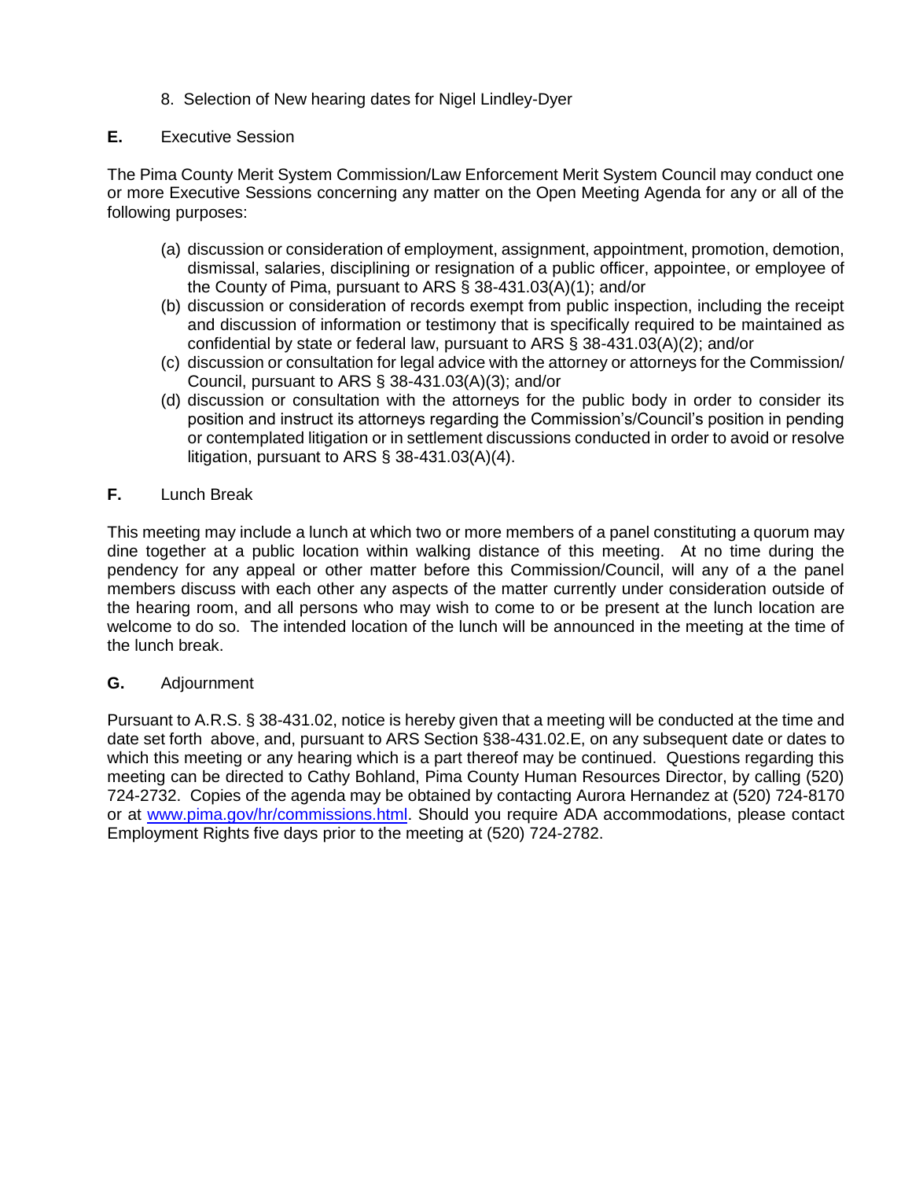8. Selection of New hearing dates for Nigel Lindley-Dyer

**E.** Executive Session

The Pima County Merit System Commission/Law Enforcement Merit System Council may conduct one or more Executive Sessions concerning any matter on the Open Meeting Agenda for any or all of the following purposes:

(a) discussion or consideration of employment, assignment, appointment, promotion, demotion, dismissal, salaries, disciplining or resignation of a public officer, appointee, or employee of the County of Pima, pursuant to ARS § 38-431.03(A)(1); and/or

(b) discussion or consideration of records exempt from public inspection, including the receipt and discussion of information or testimony that is specifically required to be maintained as confidential by state or federal law, pursuant to ARS § 38-431.03(A)(2); and/or

(c) discussion or consultation for legal advice with the attorney or attorneys for the Commission/ Council, pursuant to ARS § 38-431.03(A)(3); and/or

(d) discussion or consultation with the attorneys for the public body in order to consider its position and instruct its attorneys regarding the Commission's/Council's position in pending or contemplated litigation or in settlement discussions conducted in order to avoid or resolve litigation, pursuant to ARS § 38-431.03(A)(4).

**F.** Lunch Break

This meeting may include a lunch at which two or more members of a panel constituting a quorum may dine together at a public location within walking distance of this meeting. At no time during the pendency for any appeal or other matter before this Commission/Council, will any of a the panel members discuss with each other any aspects of the matter currently under consideration outside of the hearing room, and all persons who may wish to come to or be present at the lunch location are welcome to do so. The intended location of the lunch will be announced in the meeting at the time of the lunch break.

**G.** Adjournment

Pursuant to A.R.S. § 38-431.02, notice is hereby given that a meeting will be conducted at the time and date set forth above, and, pursuant to ARS Section §38-431.02.E, on any subsequent date or dates to which this meeting or any hearing which is a part thereof may be continued. Questions regarding this meeting can be directed to Cathy Bohland, Pima County Human Resources Director, by calling (520) 724-2732. Copies of the agenda may be obtained by contacting Aurora Hernandez at (520) 724-8170 or at www.pima.gov/hr/commissions.html. Should you require ADA accommodations, please contact Employment Rights five days prior to the meeting at (520) 724-2782.